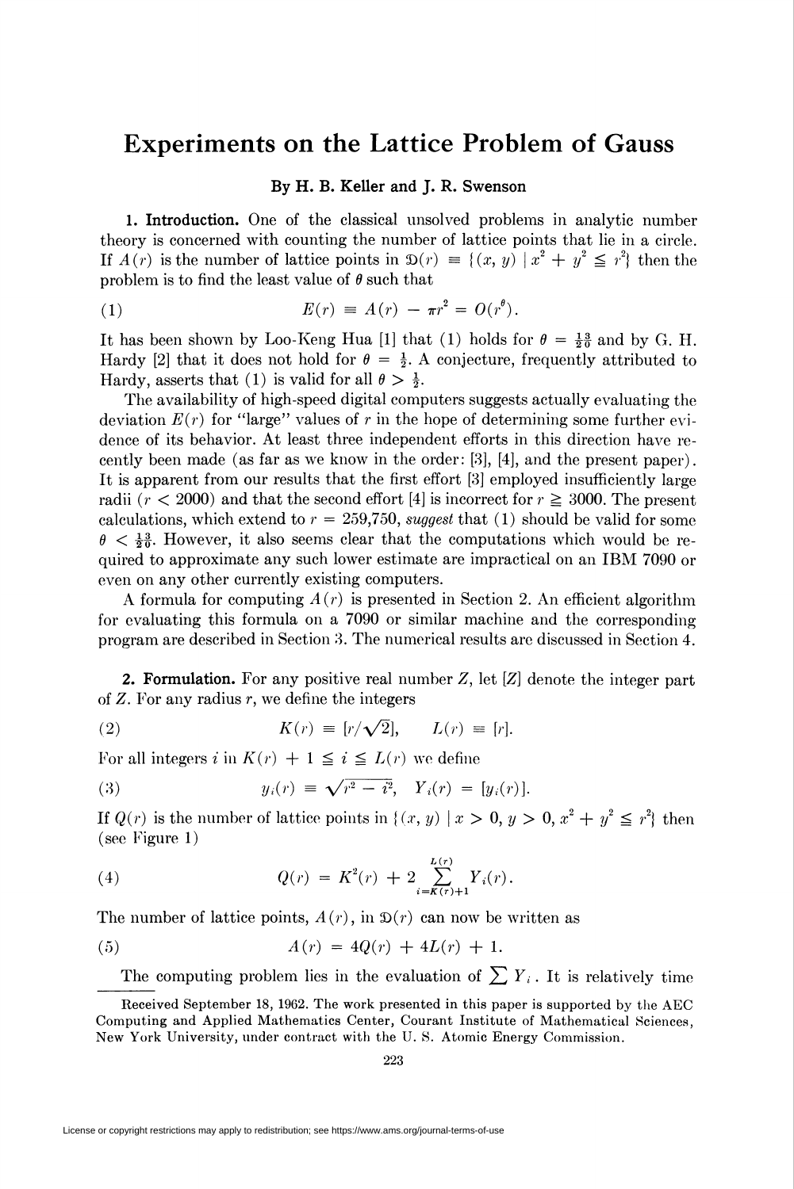# Experiments on the Lattice Problem of Gauss

**By H. B. Keller and J. R. Swenson**

**1. Introduction.** One of the classical unsolved problems in analytic number theory is concerned with counting the number of lattice points that lie in a circle. If $A(r)$ is the number of lattice points in $\mathfrak{D}(r) \equiv \{(x, y) \mid x^2 + y^2 \leqq r^2\}$ then the problem is to find the least value of $\theta$ such that

$$E(r) \equiv A(r) - \pi r^2 = O(r^\theta). \tag{1}$$

It has been shown by Loo-Keng Hua [1] that (1) holds for $\theta = \frac{13}{20}$ and by G. H. Hardy [2] that it does not hold for $\theta = \frac{1}{2}$. A conjecture, frequently attributed to Hardy, asserts that (1) is valid for all $\theta > \frac{1}{2}$.

The availability of high-speed digital computers suggests actually evaluating the deviation $E(r)$ for "large" values of $r$ in the hope of determining some further evidence of its behavior. At least three independent efforts in this direction have recently been made (as far as we know in the order: [3], [4], and the present paper). It is apparent from our results that the first effort [3] employed insufficiently large radii ($r < 2000$) and that the second effort [4] is incorrect for $r \geqq 3000$. The present calculations, which extend to $r = 259{,}750$, *suggest* that (1) should be valid for some $\theta < \frac{13}{20}$. However, it also seems clear that the computations which would be required to approximate any such lower estimate are impractical on an IBM 7090 or even on any other currently existing computers.

A formula for computing $A(r)$ is presented in Section 2. An efficient algorithm for evaluating this formula on a 7090 or similar machine and the corresponding program are described in Section 3. The numerical results are discussed in Section 4.

**2. Formulation.** For any positive real number $Z$, let $[Z]$ denote the integer part of $Z$. For any radius $r$, we define the integers

$$K(r) \equiv [r/\sqrt{2}], \qquad L(r) \equiv [r]. \tag{2}$$

For all integers $i$ in $K(r) + 1 \leqq i \leqq L(r)$ we define

$$y_i(r) \equiv \sqrt{r^2 - i^2}, \quad Y_i(r) = [y_i(r)]. \tag{3}$$

If $Q(r)$ is the number of lattice points in $\{(x, y) \mid x > 0, y > 0, x^2 + y^2 \leqq r^2\}$ then (see Figure 1)

$$Q(r) = K^2(r) + 2 \sum_{i=K(r)+1}^{L(r)} Y_i(r). \tag{4}$$

The number of lattice points, $A(r)$, in $\mathfrak{D}(r)$ can now be written as

$$A(r) = 4Q(r) + 4L(r) + 1. \tag{5}$$

The computing problem lies in the evaluation of $\sum Y_i$. It is relatively time

Received September 18, 1962. The work presented in this paper is supported by the AEC Computing and Applied Mathematics Center, Courant Institute of Mathematical Sciences, New York University, under contract with the U. S. Atomic Energy Commission.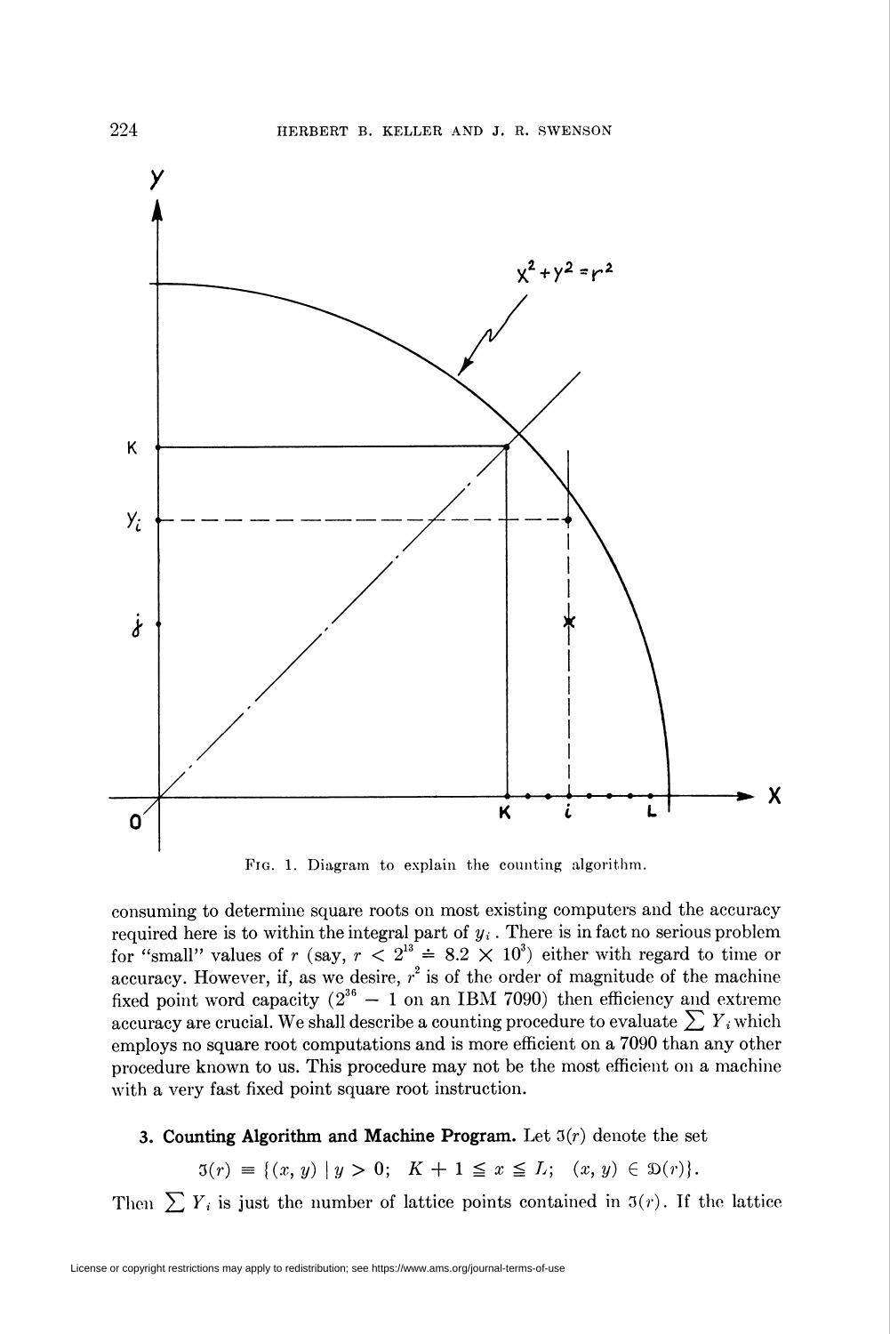Fig. 1. Diagram to explain the counting algorithm.

consuming to determine square roots on most existing computers and the accuracy required here is to within the integral part of $y_i$. There is in fact no serious problem for "small" values of $r$ (say, $r < 2^{13} \doteq 8.2 \times 10^3$) either with regard to time or accuracy. However, if, as we desire, $r^2$ is of the order of magnitude of the machine fixed point word capacity ($2^{36} - 1$ on an IBM 7090) then efficiency and extreme accuracy are crucial. We shall describe a counting procedure to evaluate $\sum Y_i$ which employs no square root computations and is more efficient on a 7090 than any other procedure known to us. This procedure may not be the most efficient on a machine with a very fast fixed point square root instruction.

**3. Counting Algorithm and Machine Program.** Let $\mathfrak{J}(r)$ denote the set

$$\mathfrak{J}(r) \equiv \{(x, y) \mid y > 0; \quad K + 1 \leqq x \leqq L; \quad (x, y) \in \mathfrak{D}(r)\}.$$

Then $\sum Y_i$ is just the number of lattice points contained in $\mathfrak{J}(r)$. If the lattice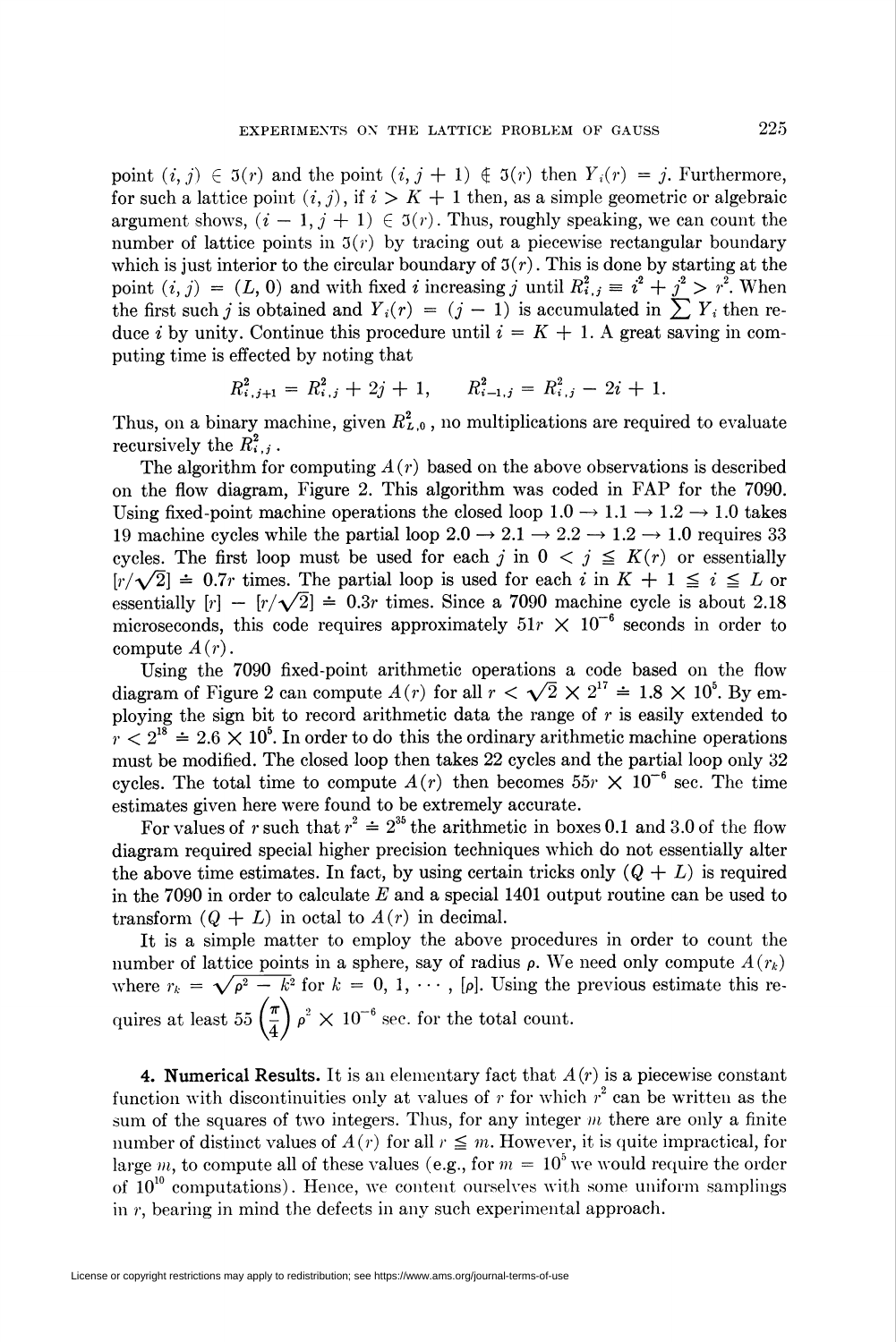point $(i, j) \in \mathfrak{J}(r)$ and the point $(i, j + 1) \notin \mathfrak{J}(r)$ then $Y_i(r) = j$. Furthermore, for such a lattice point $(i, j)$, if $i > K + 1$ then, as a simple geometric or algebraic argument shows, $(i - 1, j + 1) \in \mathfrak{J}(r)$. Thus, roughly speaking, we can count the number of lattice points in $\mathfrak{J}(r)$ by tracing out a piecewise rectangular boundary which is just interior to the circular boundary of $\mathfrak{J}(r)$. This is done by starting at the point $(i, j) = (L, 0)$ and with fixed $i$ increasing $j$ until $R_{i,j}^2 \equiv i^2 + j^2 > r^2$. When the first such $j$ is obtained and $Y_i(r) = (j - 1)$ is accumulated in $\sum Y_i$ then reduce $i$ by unity. Continue this procedure until $i = K + 1$. A great saving in computing time is effected by noting that

$$R_{i,j+1}^2 = R_{i,j}^2 + 2j + 1, \qquad R_{i-1,j}^2 = R_{i,j}^2 - 2i + 1.$$

Thus, on a binary machine, given $R_{L,0}^2$, no multiplications are required to evaluate recursively the $R_{i,j}^2$.

The algorithm for computing $A(r)$ based on the above observations is described on the flow diagram, Figure 2. This algorithm was coded in FAP for the 7090. Using fixed-point machine operations the closed loop $1.0 \to 1.1 \to 1.2 \to 1.0$ takes 19 machine cycles while the partial loop $2.0 \to 2.1 \to 2.2 \to 1.2 \to 1.0$ requires 33 cycles. The first loop must be used for each $j$ in $0 < j \leqq K(r)$ or essentially $[r/\sqrt{2}] \doteq 0.7r$ times. The partial loop is used for each $i$ in $K + 1 \leqq i \leqq L$ or essentially $[r] - [r/\sqrt{2}] \doteq 0.3r$ times. Since a 7090 machine cycle is about 2.18 microseconds, this code requires approximately $51r \times 10^{-6}$ seconds in order to compute $A(r)$.

Using the 7090 fixed-point arithmetic operations a code based on the flow diagram of Figure 2 can compute $A(r)$ for all $r < \sqrt{2} \times 2^{17} \doteq 1.8 \times 10^5$. By employing the sign bit to record arithmetic data the range of $r$ is easily extended to $r < 2^{18} \doteq 2.6 \times 10^5$. In order to do this the ordinary arithmetic machine operations must be modified. The closed loop then takes 22 cycles and the partial loop only 32 cycles. The total time to compute $A(r)$ then becomes $55r \times 10^{-6}$ sec. The time estimates given here were found to be extremely accurate.

For values of $r$ such that $r^2 \doteq 2^{35}$ the arithmetic in boxes 0.1 and 3.0 of the flow diagram required special higher precision techniques which do not essentially alter the above time estimates. In fact, by using certain tricks only $(Q + L)$ is required in the 7090 in order to calculate $E$ and a special 1401 output routine can be used to transform $(Q + L)$ in octal to $A(r)$ in decimal.

It is a simple matter to employ the above procedures in order to count the number of lattice points in a sphere, say of radius $\rho$. We need only compute $A(r_k)$ where $r_k = \sqrt{\rho^2 - k^2}$ for $k = 0, 1, \cdots, [\rho]$. Using the previous estimate this requires at least $55\left(\frac{\pi}{4}\right)\rho^2 \times 10^{-6}$ sec. for the total count.

**4. Numerical Results.** It is an elementary fact that $A(r)$ is a piecewise constant function with discontinuities only at values of $r$ for which $r^2$ can be written as the sum of the squares of two integers. Thus, for any integer $m$ there are only a finite number of distinct values of $A(r)$ for all $r \leqq m$. However, it is quite impractical, for large $m$, to compute all of these values (e.g., for $m = 10^5$ we would require the order of $10^{10}$ computations). Hence, we content ourselves with some uniform samplings in $r$, bearing in mind the defects in any such experimental approach.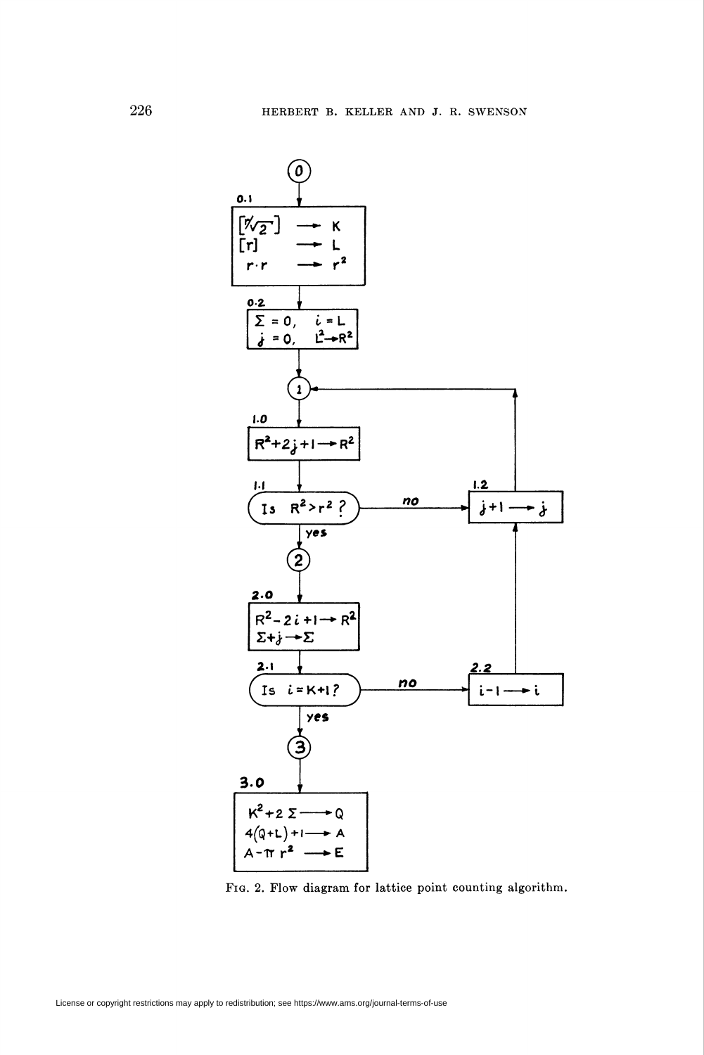**0**

**0.1**
$[r/\sqrt{2}] \rightarrow K$
$[r] \rightarrow L$
$r \cdot r \rightarrow r^2$

**0.2**
$\Sigma = 0, \quad i = L$
$j = 0, \quad L^2 \rightarrow R^2$

**1**

**1.0**
$R^2 + 2j + 1 \rightarrow R^2$

**1.1**
Is $R^2 > r^2$ ?
- no → **1.2**: $j + 1 \rightarrow j$ (return to **1**)
- yes → **2**

**2**

**2.0**
$R^2 - 2i + 1 \rightarrow R^2$
$\Sigma + j \rightarrow \Sigma$

**2.1**
Is $i = K + 1$ ?
- no → **2.2**: $i - 1 \rightarrow i$ (then to **1.2**)
- yes → **3**

**3**

**3.0**
$K^2 + 2\Sigma \rightarrow Q$
$4(Q + L) + 1 \rightarrow A$
$A - \pi r^2 \rightarrow E$

FIG. 2. Flow diagram for lattice point counting algorithm.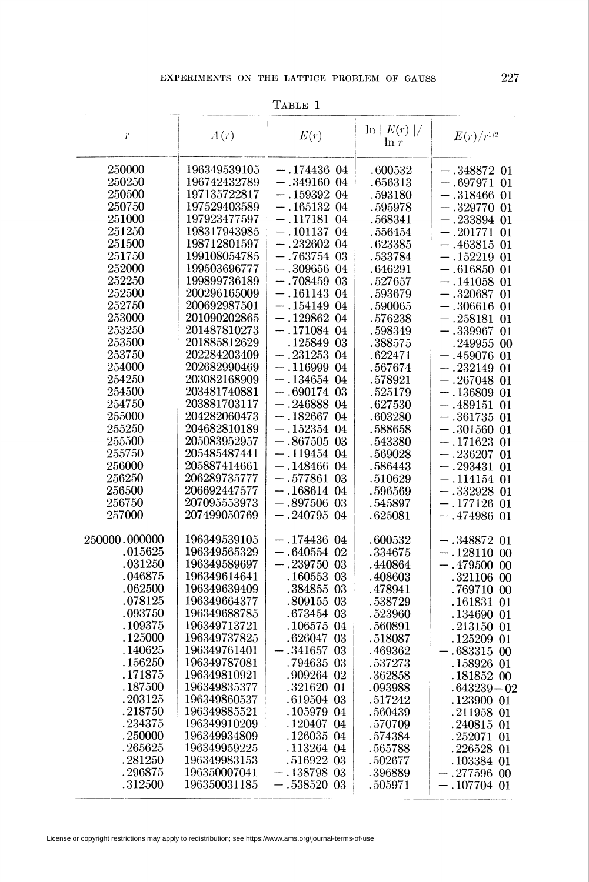TABLE 1

| $r$ | $A(r)$ | $E(r)$ | $\ln \mid E(r) \mid / \ln r$ | $E(r)/r^{1/2}$ |
|---|---|---|---|---|
| 250000 | 196349539105 | −.174436 04 | .600532 | −.348872 01 |
| 250250 | 196742432789 | −.349160 04 | .656313 | −.697971 01 |
| 250500 | 197135722817 | −.159392 04 | .593180 | −.318466 01 |
| 250750 | 197529403589 | −.165132 04 | .595978 | −.329770 01 |
| 251000 | 197923477597 | −.117181 04 | .568341 | −.233894 01 |
| 251250 | 198317943985 | −.101137 04 | .556454 | −.201771 01 |
| 251500 | 198712801597 | −.232602 04 | .623385 | −.463815 01 |
| 251750 | 199108054785 | −.763754 03 | .533784 | −.152219 01 |
| 252000 | 199503696777 | −.309656 04 | .646291 | −.616850 01 |
| 252250 | 199899736189 | −.708459 03 | .527657 | −.141058 01 |
| 252500 | 200296165009 | −.161143 04 | .593679 | −.320687 01 |
| 252750 | 200692987501 | −.154149 04 | .590065 | −.306616 01 |
| 253000 | 201090202865 | −.129862 04 | .576238 | −.258181 01 |
| 253250 | 201487810273 | −.171084 04 | .598349 | −.339967 01 |
| 253500 | 201885812629 | .125849 03 | .388575 | .249955 00 |
| 253750 | 202284203409 | −.231253 04 | .622471 | −.459076 01 |
| 254000 | 202682990469 | −.116999 04 | .567674 | −.232149 01 |
| 254250 | 203082168909 | −.134654 04 | .578921 | −.267048 01 |
| 254500 | 203481740881 | −.690174 03 | .525179 | −.136809 01 |
| 254750 | 203881703117 | −.246888 04 | .627530 | −.489151 01 |
| 255000 | 204282060473 | −.182667 04 | .603280 | −.361735 01 |
| 255250 | 204682810189 | −.152354 04 | .588658 | −.301560 01 |
| 255500 | 205083952957 | −.867505 03 | .543380 | −.171623 01 |
| 255750 | 205485487441 | −.119454 04 | .569028 | −.236207 01 |
| 256000 | 205887414661 | −.148466 04 | .586443 | −.293431 01 |
| 256250 | 206289735777 | −.577861 03 | .510629 | −.114154 01 |
| 256500 | 206692447577 | −.168614 04 | .596569 | −.332928 01 |
| 256750 | 207095553973 | −.897506 03 | .545897 | −.177126 01 |
| 257000 | 207499050769 | −.240795 04 | .625081 | −.474986 01 |
| | | | | |
| 250000.000000 | 196349539105 | −.174436 04 | .600532 | −.348872 01 |
| .015625 | 196349565329 | −.640554 02 | .334675 | −.128110 00 |
| .031250 | 196349589697 | −.239750 03 | .440864 | −.479500 00 |
| .046875 | 196349614641 | .160553 03 | .408603 | .321106 00 |
| .062500 | 196349639409 | .384855 03 | .478941 | .769710 00 |
| .078125 | 196349664377 | .809155 03 | .538729 | .161831 01 |
| .093750 | 196349688785 | .673454 03 | .523960 | .134690 01 |
| .109375 | 196349713721 | .106575 04 | .560891 | .213150 01 |
| .125000 | 196349737825 | .626047 03 | .518087 | .125209 01 |
| .140625 | 196349761401 | −.341657 03 | .469362 | −.683315 00 |
| .156250 | 196349787081 | .794635 03 | .537273 | .158926 01 |
| .171875 | 196349810921 | .909264 02 | .362858 | .181852 00 |
| .187500 | 196349835377 | .321620 01 | .093988 | .643239−02 |
| .203125 | 196349860537 | .619504 03 | .517242 | .123900 01 |
| .218750 | 196349885521 | .105979 04 | .560439 | .211958 01 |
| .234375 | 196349910209 | .120407 04 | .570709 | .240815 01 |
| .250000 | 196349934809 | .126035 04 | .574384 | .252071 01 |
| .265625 | 196349959225 | .113264 04 | .565788 | .226528 01 |
| .281250 | 196349983153 | .516922 03 | .502677 | .103384 01 |
| .296875 | 196350007041 | −.138798 03 | .396889 | −.277596 00 |
| .312500 | 196350031185 | −.538520 03 | .505971 | −.107704 01 |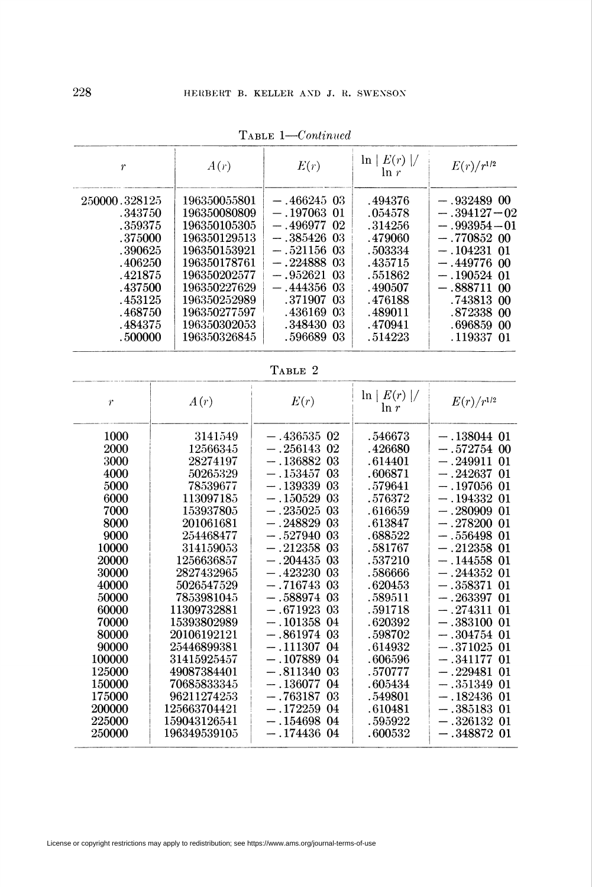TABLE 1—*Continued*

| $r$ | $A(r)$ | $E(r)$ | $\ln \mid E(r) \mid / \ln r$ | $E(r)/r^{1/2}$ |
|---|---|---|---|---|
| 250000.328125 | 196350055801 | −.466245 03 | .494376 | −.932489 00 |
| .343750 | 196350080809 | −.197063 01 | .054578 | −.394127−02 |
| .359375 | 196350105305 | −.496977 02 | .314256 | −.993954−01 |
| .375000 | 196350129513 | −.385426 03 | .479060 | −.770852 00 |
| .390625 | 196350153921 | −.521156 03 | .503334 | −.104231 01 |
| .406250 | 196350178761 | −.224888 03 | .435715 | −.449776 00 |
| .421875 | 196350202577 | −.952621 03 | .551862 | −.190524 01 |
| .437500 | 196350227629 | −.444356 03 | .490507 | −.888711 00 |
| .453125 | 196350252989 | .371907 03 | .476188 | .743813 00 |
| .468750 | 196350277597 | .436169 03 | .489011 | .872338 00 |
| .484375 | 196350302053 | .348430 03 | .470941 | .696859 00 |
| .500000 | 196350326845 | .596689 03 | .514223 | .119337 01 |

TABLE 2

| $r$ | $A(r)$ | $E(r)$ | $\ln \mid E(r) \mid / \ln r$ | $E(r)/r^{1/2}$ |
|---|---|---|---|---|
| 1000 | 3141549 | −.436535 02 | .546673 | −.138044 01 |
| 2000 | 12566345 | −.256143 02 | .426680 | −.572754 00 |
| 3000 | 28274197 | −.136882 03 | .614401 | −.249911 01 |
| 4000 | 50265329 | −.153457 03 | .606871 | −.242637 01 |
| 5000 | 78539677 | −.139339 03 | .579641 | −.197056 01 |
| 6000 | 113097185 | −.150529 03 | .576372 | −.194332 01 |
| 7000 | 153937805 | −.235025 03 | .616659 | −.280909 01 |
| 8000 | 201061681 | −.248829 03 | .613847 | −.278200 01 |
| 9000 | 254468477 | −.527940 03 | .688522 | −.556498 01 |
| 10000 | 314159053 | −.212358 03 | .581767 | −.212358 01 |
| 20000 | 1256636857 | −.204435 03 | .537210 | −.144558 01 |
| 30000 | 2827432965 | −.423230 03 | .586666 | −.244352 01 |
| 40000 | 5026547529 | −.716743 03 | .620453 | −.358371 01 |
| 50000 | 7853981045 | −.588974 03 | .589511 | −.263397 01 |
| 60000 | 11309732881 | −.671923 03 | .591718 | −.274311 01 |
| 70000 | 15393802989 | −.101358 04 | .620392 | −.383100 01 |
| 80000 | 20106192121 | −.861974 03 | .598702 | −.304754 01 |
| 90000 | 25446899381 | −.111307 04 | .614932 | −.371025 01 |
| 100000 | 31415925457 | −.107889 04 | .606596 | −.341177 01 |
| 125000 | 49087384401 | −.811340 03 | .570777 | −.229481 01 |
| 150000 | 70685833345 | −.136077 04 | .605434 | −.351349 01 |
| 175000 | 96211274253 | −.763187 03 | .549801 | −.182436 01 |
| 200000 | 125663704421 | −.172259 04 | .610481 | −.385183 01 |
| 225000 | 159043126541 | −.154698 04 | .595922 | −.326132 01 |
| 250000 | 196349539105 | −.174436 04 | .600532 | −.348872 01 |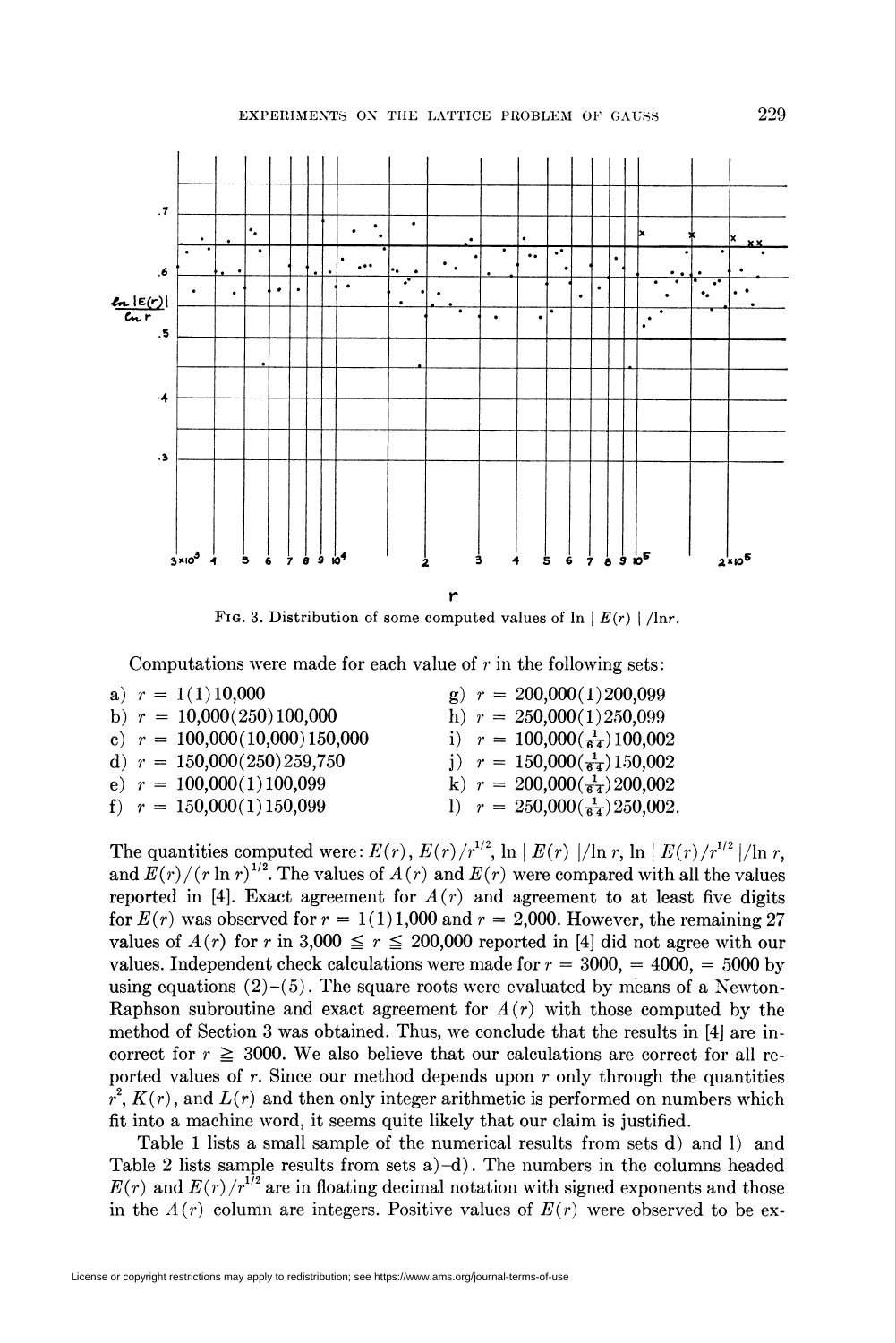FIG. 3. Distribution of some computed values of $\ln | E(r) | / \ln r$.

Computations were made for each value of $r$ in the following sets:

a) $r = 1(1)10{,}000$
b) $r = 10{,}000(250)100{,}000$
c) $r = 100{,}000(10{,}000)150{,}000$
d) $r = 150{,}000(250)259{,}750$
e) $r = 100{,}000(1)100{,}099$
f) $r = 150{,}000(1)150{,}099$
g) $r = 200{,}000(1)200{,}099$
h) $r = 250{,}000(1)250{,}099$
i) $r = 100{,}000(\frac{1}{64})100{,}002$
j) $r = 150{,}000(\frac{1}{64})150{,}002$
k) $r = 200{,}000(\frac{1}{64})200{,}002$
l) $r = 250{,}000(\frac{1}{64})250{,}002$.

The quantities computed were: $E(r)$, $E(r)/r^{1/2}$, $\ln | E(r) | / \ln r$, $\ln | E(r)/r^{1/2} | / \ln r$, and $E(r)/(r \ln r)^{1/2}$. The values of $A(r)$ and $E(r)$ were compared with all the values reported in [4]. Exact agreement for $A(r)$ and agreement to at least five digits for $E(r)$ was observed for $r = 1(1)1{,}000$ and $r = 2{,}000$. However, the remaining 27 values of $A(r)$ for $r$ in $3{,}000 \leqq r \leqq 200{,}000$ reported in [4] did not agree with our values. Independent check calculations were made for $r = 3000, = 4000, = 5000$ by using equations (2)–(5). The square roots were evaluated by means of a Newton-Raphson subroutine and exact agreement for $A(r)$ with those computed by the method of Section 3 was obtained. Thus, we conclude that the results in [4] are incorrect for $r \geqq 3000$. We also believe that our calculations are correct for all reported values of $r$. Since our method depends upon $r$ only through the quantities $r^2$, $K(r)$, and $L(r)$ and then only integer arithmetic is performed on numbers which fit into a machine word, it seems quite likely that our claim is justified.

Table 1 lists a small sample of the numerical results from sets d) and l) and Table 2 lists sample results from sets a)–d). The numbers in the columns headed $E(r)$ and $E(r)/r^{1/2}$ are in floating decimal notation with signed exponents and those in the $A(r)$ column are integers. Positive values of $E(r)$ were observed to be ex-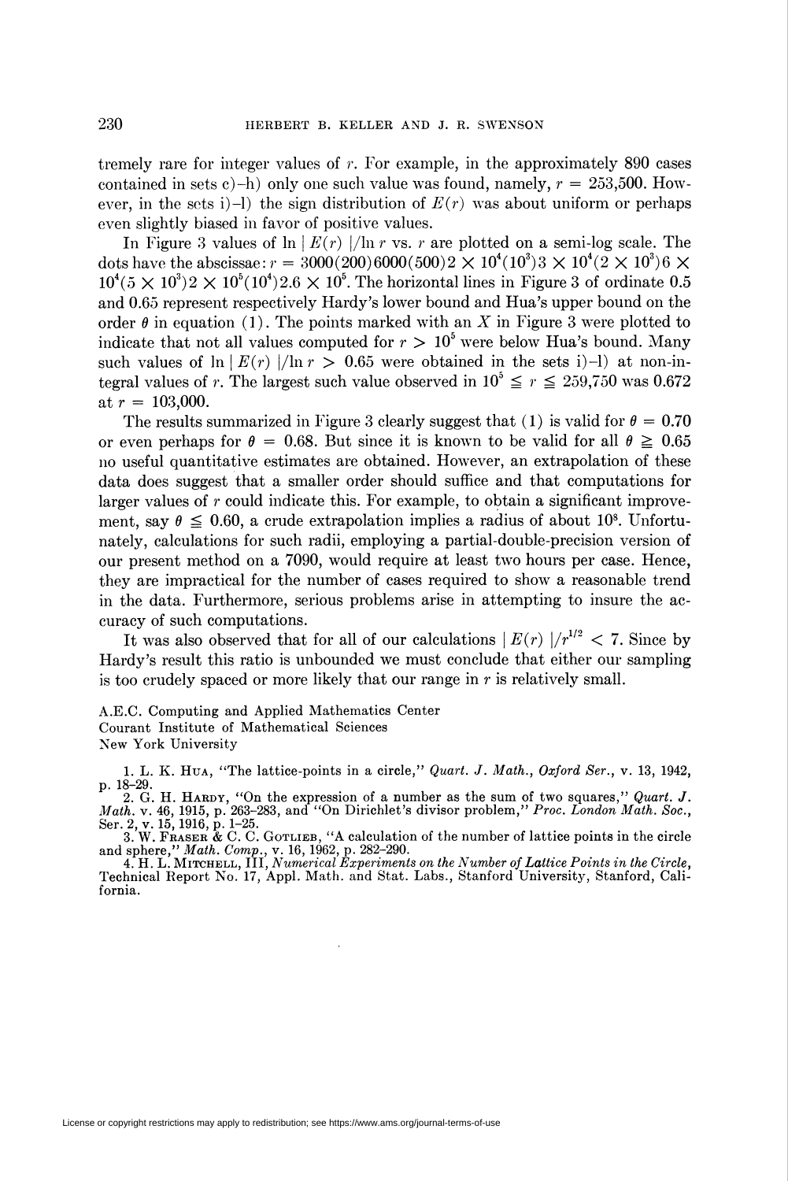tremely rare for integer values of $r$. For example, in the approximately 890 cases contained in sets c)–h) only one such value was found, namely, $r = 253{,}500$. However, in the sets i)–l) the sign distribution of $E(r)$ was about uniform or perhaps even slightly biased in favor of positive values.

In Figure 3 values of $\ln |E(r)|/\ln r$ vs. $r$ are plotted on a semi-log scale. The dots have the abscissae: $r = 3000(200)6000(500)2 \times 10^4(10^3)3 \times 10^4(2 \times 10^3)6 \times 10^4(5 \times 10^3)2 \times 10^5(10^4)2.6 \times 10^5$. The horizontal lines in Figure 3 of ordinate 0.5 and 0.65 represent respectively Hardy's lower bound and Hua's upper bound on the order $\theta$ in equation (1). The points marked with an $X$ in Figure 3 were plotted to indicate that not all values computed for $r > 10^5$ were below Hua's bound. Many such values of $\ln |E(r)|/\ln r > 0.65$ were obtained in the sets i)–l) at non-integral values of $r$. The largest such value observed in $10^5 \leqq r \leqq 259{,}750$ was 0.672 at $r = 103{,}000$.

The results summarized in Figure 3 clearly suggest that (1) is valid for $\theta = 0.70$ or even perhaps for $\theta = 0.68$. But since it is known to be valid for all $\theta \geqq 0.65$ no useful quantitative estimates are obtained. However, an extrapolation of these data does suggest that a smaller order should suffice and that computations for larger values of $r$ could indicate this. For example, to obtain a significant improvement, say $\theta \leqq 0.60$, a crude extrapolation implies a radius of about $10^8$. Unfortunately, calculations for such radii, employing a partial-double-precision version of our present method on a 7090, would require at least two hours per case. Hence, they are impractical for the number of cases required to show a reasonable trend in the data. Furthermore, serious problems arise in attempting to insure the accuracy of such computations.

It was also observed that for all of our calculations $|E(r)|/r^{1/2} < 7$. Since by Hardy's result this ratio is unbounded we must conclude that either our sampling is too crudely spaced or more likely that our range in $r$ is relatively small.

A.E.C. Computing and Applied Mathematics Center
Courant Institute of Mathematical Sciences
New York University

1. L. K. Hua, "The lattice-points in a circle," *Quart. J. Math., Oxford Ser.*, v. 13, 1942, p. 18–29.
2. G. H. Hardy, "On the expression of a number as the sum of two squares," *Quart. J. Math.* v. 46, 1915, p. 263–283, and "On Dirichlet's divisor problem," *Proc. London Math. Soc.*, Ser. 2, v. 15, 1916, p. 1–25.
3. W. Fraser & C. C. Gotlieb, "A calculation of the number of lattice points in the circle and sphere," *Math. Comp.*, v. 16, 1962, p. 282–290.
4. H. L. Mitchell, III, *Numerical Experiments on the Number of Lattice Points in the Circle*, Technical Report No. 17, Appl. Math. and Stat. Labs., Stanford University, Stanford, California.